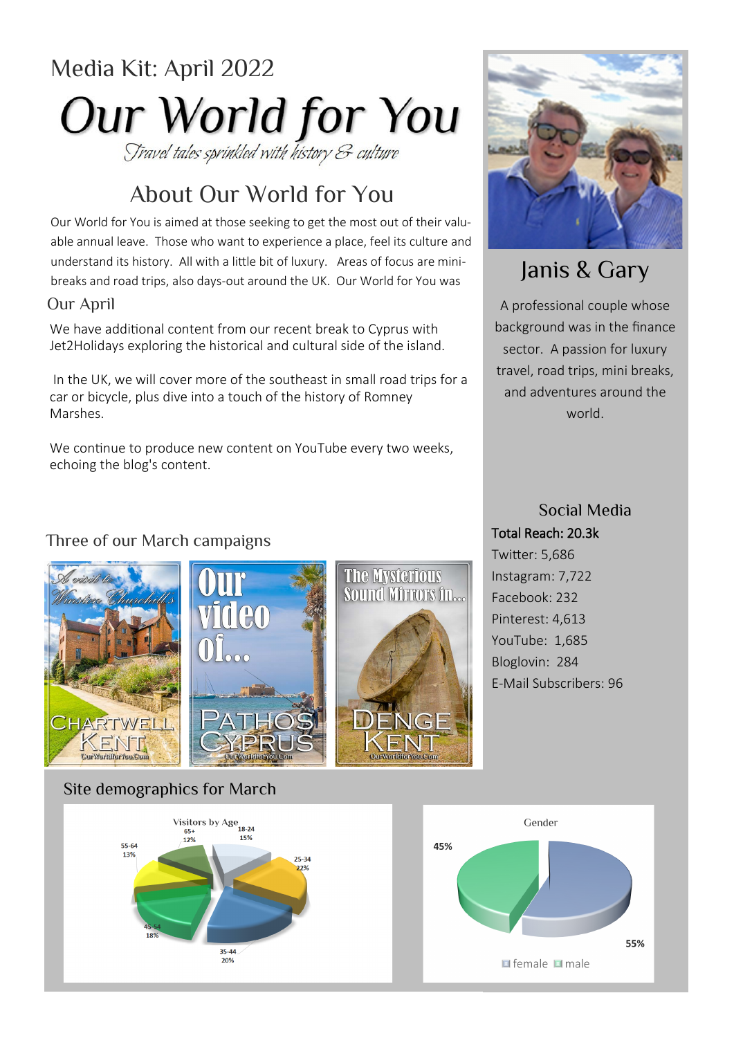Media Kit: April 2022

# Our World for You

*Travel tales sprinkled with history & culture*

## About Our World for You

Our World for You is aimed at those seeking to get the most out of their valuable annual leave. Those who want to experience a place, feel its culture and understand its history. All with a little bit of luxury. Areas of focus are mini-breaks and road trips, also days-out around the UK. Our World for You was

### Our April

We have additional content from our recent break to Cyprus with Jet2Holidays exploring the historical and cultural side of the island.

In the UK, we will cover more of the southeast in small road trips for a car or bicycle, plus dive into a touch of the history of Romney Marshes.

We continue to produce new content on YouTube every two weeks, echoing the blog's content.

## Janis & Gary

A professional couple whose background was in the finance sector. A passion for luxury travel, road trips, mini breaks, and adventures around the world.

### Social Media

**Total Reach: 20.3k**

Twitter: 5,686
Instagram: 7,722
Facebook: 232
Pinterest: 4,613
YouTube: 1,685
Bloglovin: 284
E-Mail Subscribers: 96

### Three of our March campaigns

A visit to Winston Churchill's CHARTWELL KENT
OurWorldforYou.Com

Our video of... PATHOS CYPRUS
OurWorldforYou.Com

The Mysterious Sound Mirrors in... DENGE KENT
OurWorldforYou.Com

### Site demographics for March

Visitors by Age
18-24 15%
25-34 22%
35-44 20%
45-54 18%
55-64 13%
65+ 12%

Gender
45%
55%
female male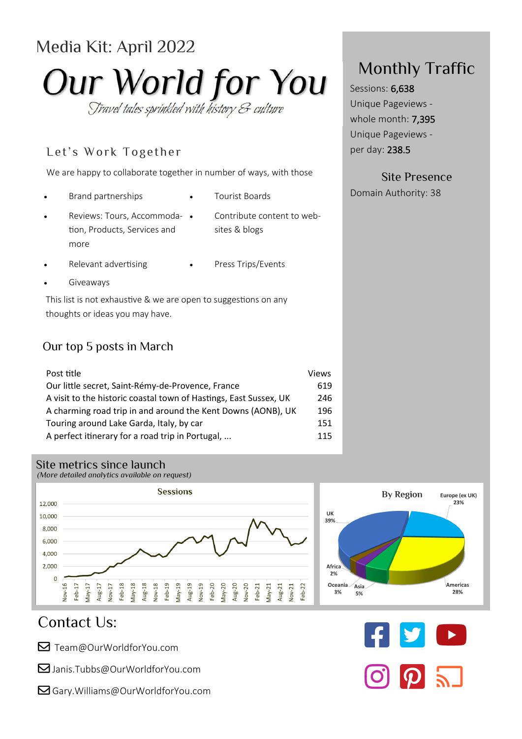Media Kit: April 2022

# Our World for You

*Travel tales sprinkled with history & culture*

## Let's Work Together

We are happy to collaborate together in number of ways, with those

- Brand partnerships
- Reviews: Tours, Accommodation, Products, Services and more
- Relevant advertising
- Giveaways
- Tourist Boards
- Contribute content to websites & blogs
- Press Trips/Events

This list is not exhaustive & we are open to suggestions on any thoughts or ideas you may have.

## Our top 5 posts in March

| Post title | Views |
|---|---|
| Our little secret, Saint-Rémy-de-Provence, France | 619 |
| A visit to the historic coastal town of Hastings, East Sussex, UK | 246 |
| A charming road trip in and around the Kent Downs (AONB), UK | 196 |
| Touring around Lake Garda, Italy, by car | 151 |
| A perfect itinerary for a road trip in Portugal, ... | 115 |

## Monthly Traffic

Sessions: **6,638**

Unique Pageviews - whole month: **7,395**

Unique Pageviews - per day: **238.5**

## Site Presence

Domain Authority: 38

## Site metrics since launch

*(More detailed analytics available on request)*

Sessions

12,000
10,000
8,000
6,000
4,000
2,000
0

Nov-16, Feb-17, May-17, Aug-17, Nov-17, Feb-18, May-18, Aug-18, Nov-18, Feb-19, May-19, Aug-19, Nov-19, Feb-20, May-20, Aug-20, Nov-20, Feb-21, May-21, Aug-21, Nov-21, Feb-22

By Region

Europe (ex UK) 23%
UK 39%
Africa 2%
Oceania 3%
Asia 5%
Americas 28%

## Contact Us:

Team@OurWorldforYou.com

Janis.Tubbs@OurWorldforYou.com

Gary.Williams@OurWorldforYou.com